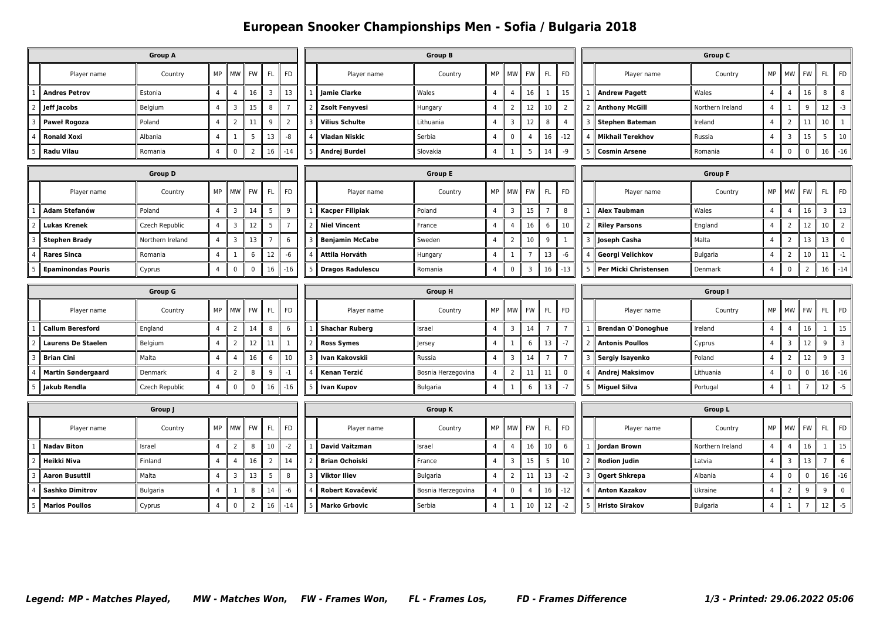# European Snooker Championships Men - Sofia / Bulgaria 2018

### Group A

| | Player name | Country | MP | MW | FW | FL | FD |
|---|---|---|---|---|---|---|---|
| 1 | **Andres Petrov** | Estonia | 4 | 4 | 16 | 3 | 13 |
| 2 | **Jeff Jacobs** | Belgium | 4 | 3 | 15 | 8 | 7 |
| 3 | **Paweł Rogoza** | Poland | 4 | 2 | 11 | 9 | 2 |
| 4 | **Ronald Xoxi** | Albania | 4 | 1 | 5 | 13 | -8 |
| 5 | **Radu Vilau** | Romania | 4 | 0 | 2 | 16 | -14 |

### Group B

| | Player name | Country | MP | MW | FW | FL | FD |
|---|---|---|---|---|---|---|---|
| 1 | **Jamie Clarke** | Wales | 4 | 4 | 16 | 1 | 15 |
| 2 | **Zsolt Fenyvesi** | Hungary | 4 | 2 | 12 | 10 | 2 |
| 3 | **Vilius Schulte** | Lithuania | 4 | 3 | 12 | 8 | 4 |
| 4 | **Vladan Niskic** | Serbia | 4 | 0 | 4 | 16 | -12 |
| 5 | **Andrej Burdel** | Slovakia | 4 | 1 | 5 | 14 | -9 |

### Group C

| | Player name | Country | MP | MW | FW | FL | FD |
|---|---|---|---|---|---|---|---|
| 1 | **Andrew Pagett** | Wales | 4 | 4 | 16 | 8 | 8 |
| 2 | **Anthony McGill** | Northern Ireland | 4 | 1 | 9 | 12 | -3 |
| 3 | **Stephen Bateman** | Ireland | 4 | 2 | 11 | 10 | 1 |
| 4 | **Mikhail Terekhov** | Russia | 4 | 3 | 15 | 5 | 10 |
| 5 | **Cosmin Arsene** | Romania | 4 | 0 | 0 | 16 | -16 |

### Group D

| | Player name | Country | MP | MW | FW | FL | FD |
|---|---|---|---|---|---|---|---|
| 1 | **Adam Stefanów** | Poland | 4 | 3 | 14 | 5 | 9 |
| 2 | **Lukas Krenek** | Czech Republic | 4 | 3 | 12 | 5 | 7 |
| 3 | **Stephen Brady** | Northern Ireland | 4 | 3 | 13 | 7 | 6 |
| 4 | **Rares Sinca** | Romania | 4 | 1 | 6 | 12 | -6 |
| 5 | **Epaminondas Pouris** | Cyprus | 4 | 0 | 0 | 16 | -16 |

### Group E

| | Player name | Country | MP | MW | FW | FL | FD |
|---|---|---|---|---|---|---|---|
| 1 | **Kacper Filipiak** | Poland | 4 | 3 | 15 | 7 | 8 |
| 2 | **Niel Vincent** | France | 4 | 4 | 16 | 6 | 10 |
| 3 | **Benjamin McCabe** | Sweden | 4 | 2 | 10 | 9 | 1 |
| 4 | **Attila Horváth** | Hungary | 4 | 1 | 7 | 13 | -6 |
| 5 | **Dragos Radulescu** | Romania | 4 | 0 | 3 | 16 | -13 |

### Group F

| | Player name | Country | MP | MW | FW | FL | FD |
|---|---|---|---|---|---|---|---|
| 1 | **Alex Taubman** | Wales | 4 | 4 | 16 | 3 | 13 |
| 2 | **Riley Parsons** | England | 4 | 2 | 12 | 10 | 2 |
| 3 | **Joseph Casha** | Malta | 4 | 2 | 13 | 13 | 0 |
| 4 | **Georgi Velichkov** | Bulgaria | 4 | 2 | 10 | 11 | -1 |
| 5 | **Per Micki Christensen** | Denmark | 4 | 0 | 2 | 16 | -14 |

### Group G

| | Player name | Country | MP | MW | FW | FL | FD |
|---|---|---|---|---|---|---|---|
| 1 | **Callum Beresford** | England | 4 | 2 | 14 | 8 | 6 |
| 2 | **Laurens De Staelen** | Belgium | 4 | 2 | 12 | 11 | 1 |
| 3 | **Brian Cini** | Malta | 4 | 4 | 16 | 6 | 10 |
| 4 | **Martin Søndergaard** | Denmark | 4 | 2 | 8 | 9 | -1 |
| 5 | **Jakub Rendla** | Czech Republic | 4 | 0 | 0 | 16 | -16 |

### Group H

| | Player name | Country | MP | MW | FW | FL | FD |
|---|---|---|---|---|---|---|---|
| 1 | **Shachar Ruberg** | Israel | 4 | 3 | 14 | 7 | 7 |
| 2 | **Ross Symes** | Jersey | 4 | 1 | 6 | 13 | -7 |
| 3 | **Ivan Kakovskii** | Russia | 4 | 3 | 14 | 7 | 7 |
| 4 | **Kenan Terzić** | Bosnia Herzegovina | 4 | 2 | 11 | 11 | 0 |
| 5 | **Ivan Kupov** | Bulgaria | 4 | 1 | 6 | 13 | -7 |

### Group I

| | Player name | Country | MP | MW | FW | FL | FD |
|---|---|---|---|---|---|---|---|
| 1 | **Brendan O`Donoghue** | Ireland | 4 | 4 | 16 | 1 | 15 |
| 2 | **Antonis Poullos** | Cyprus | 4 | 3 | 12 | 9 | 3 |
| 3 | **Sergiy Isayenko** | Poland | 4 | 2 | 12 | 9 | 3 |
| 4 | **Andrej Maksimov** | Lithuania | 4 | 0 | 0 | 16 | -16 |
| 5 | **Miguel Silva** | Portugal | 4 | 1 | 7 | 12 | -5 |

### Group J

| | Player name | Country | MP | MW | FW | FL | FD |
|---|---|---|---|---|---|---|---|
| 1 | **Nadav Biton** | Israel | 4 | 2 | 8 | 10 | -2 |
| 2 | **Heikki Niva** | Finland | 4 | 4 | 16 | 2 | 14 |
| 3 | **Aaron Busuttil** | Malta | 4 | 3 | 13 | 5 | 8 |
| 4 | **Sashko Dimitrov** | Bulgaria | 4 | 1 | 8 | 14 | -6 |
| 5 | **Marios Poullos** | Cyprus | 4 | 0 | 2 | 16 | -14 |

### Group K

| | Player name | Country | MP | MW | FW | FL | FD |
|---|---|---|---|---|---|---|---|
| 1 | **David Vaitzman** | Israel | 4 | 4 | 16 | 10 | 6 |
| 2 | **Brian Ochoiski** | France | 4 | 3 | 15 | 5 | 10 |
| 3 | **Viktor Iliev** | Bulgaria | 4 | 2 | 11 | 13 | -2 |
| 4 | **Robert Kovačević** | Bosnia Herzegovina | 4 | 0 | 4 | 16 | -12 |
| 5 | **Marko Grbovic** | Serbia | 4 | 1 | 10 | 12 | -2 |

### Group L

| | Player name | Country | MP | MW | FW | FL | FD |
|---|---|---|---|---|---|---|---|
| 1 | **Jordan Brown** | Northern Ireland | 4 | 4 | 16 | 1 | 15 |
| 2 | **Rodion Judin** | Latvia | 4 | 3 | 13 | 7 | 6 |
| 3 | **Ogert Shkrepa** | Albania | 4 | 0 | 0 | 16 | -16 |
| 4 | **Anton Kazakov** | Ukraine | 4 | 2 | 9 | 9 | 0 |
| 5 | **Hristo Sirakov** | Bulgaria | 4 | 1 | 7 | 12 | -5 |

***Legend: MP - Matches Played, MW - Matches Won, FW - Frames Won, FL - Frames Los, FD - Frames Difference***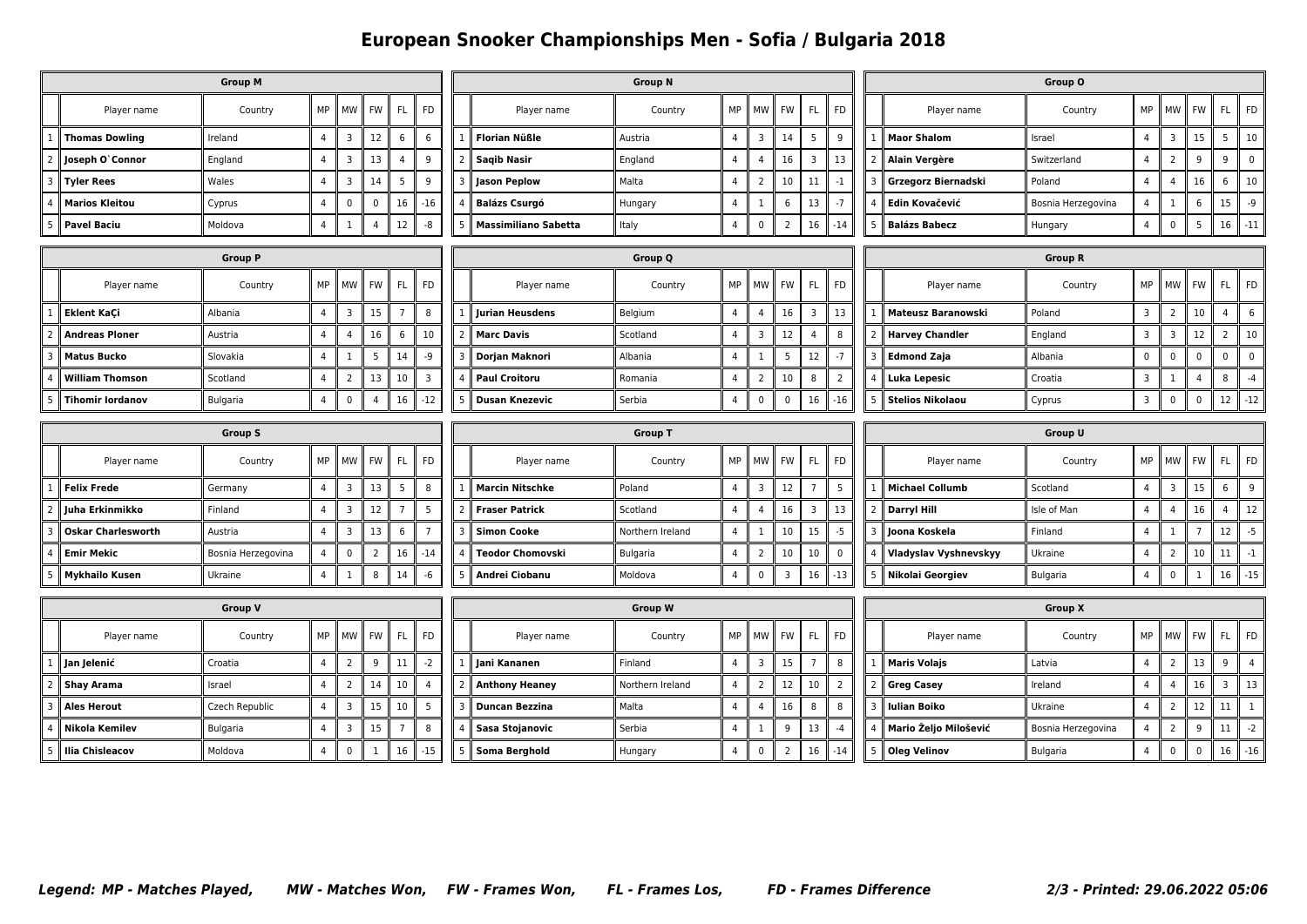# European Snooker Championships Men - Sofia / Bulgaria 2018

### Group M

| | Player name | Country | MP | MW | FW | FL | FD |
|---|---|---|---|---|---|---|---|
| 1 | **Thomas Dowling** | Ireland | 4 | 3 | 12 | 6 | 6 |
| 2 | **Joseph O`Connor** | England | 4 | 3 | 13 | 4 | 9 |
| 3 | **Tyler Rees** | Wales | 4 | 3 | 14 | 5 | 9 |
| 4 | **Marios Kleitou** | Cyprus | 4 | 0 | 0 | 16 | -16 |
| 5 | **Pavel Baciu** | Moldova | 4 | 1 | 4 | 12 | -8 |

### Group N

| | Player name | Country | MP | MW | FW | FL | FD |
|---|---|---|---|---|---|---|---|
| 1 | **Florian Nüßle** | Austria | 4 | 3 | 14 | 5 | 9 |
| 2 | **Saqib Nasir** | England | 4 | 4 | 16 | 3 | 13 |
| 3 | **Jason Peplow** | Malta | 4 | 2 | 10 | 11 | -1 |
| 4 | **Balázs Csurgó** | Hungary | 4 | 1 | 6 | 13 | -7 |
| 5 | **Massimiliano Sabetta** | Italy | 4 | 0 | 2 | 16 | -14 |

### Group O

| | Player name | Country | MP | MW | FW | FL | FD |
|---|---|---|---|---|---|---|---|
| 1 | **Maor Shalom** | Israel | 4 | 3 | 15 | 5 | 10 |
| 2 | **Alain Vergère** | Switzerland | 4 | 2 | 9 | 9 | 0 |
| 3 | **Grzegorz Biernadski** | Poland | 4 | 4 | 16 | 6 | 10 |
| 4 | **Edin Kovačević** | Bosnia Herzegovina | 4 | 1 | 6 | 15 | -9 |
| 5 | **Balázs Babecz** | Hungary | 4 | 0 | 5 | 16 | -11 |

### Group P

| | Player name | Country | MP | MW | FW | FL | FD |
|---|---|---|---|---|---|---|---|
| 1 | **Eklent KaÇi** | Albania | 4 | 3 | 15 | 7 | 8 |
| 2 | **Andreas Ploner** | Austria | 4 | 4 | 16 | 6 | 10 |
| 3 | **Matus Bucko** | Slovakia | 4 | 1 | 5 | 14 | -9 |
| 4 | **William Thomson** | Scotland | 4 | 2 | 13 | 10 | 3 |
| 5 | **Tihomir Iordanov** | Bulgaria | 4 | 0 | 4 | 16 | -12 |

### Group Q

| | Player name | Country | MP | MW | FW | FL | FD |
|---|---|---|---|---|---|---|---|
| 1 | **Jurian Heusdens** | Belgium | 4 | 4 | 16 | 3 | 13 |
| 2 | **Marc Davis** | Scotland | 4 | 3 | 12 | 4 | 8 |
| 3 | **Dorjan Maknori** | Albania | 4 | 1 | 5 | 12 | -7 |
| 4 | **Paul Croitoru** | Romania | 4 | 2 | 10 | 8 | 2 |
| 5 | **Dusan Knezevic** | Serbia | 4 | 0 | 0 | 16 | -16 |

### Group R

| | Player name | Country | MP | MW | FW | FL | FD |
|---|---|---|---|---|---|---|---|
| 1 | **Mateusz Baranowski** | Poland | 3 | 2 | 10 | 4 | 6 |
| 2 | **Harvey Chandler** | England | 3 | 3 | 12 | 2 | 10 |
| 3 | **Edmond Zaja** | Albania | 0 | 0 | 0 | 0 | 0 |
| 4 | **Luka Lepesic** | Croatia | 3 | 1 | 4 | 8 | -4 |
| 5 | **Stelios Nikolaou** | Cyprus | 3 | 0 | 0 | 12 | -12 |

### Group S

| | Player name | Country | MP | MW | FW | FL | FD |
|---|---|---|---|---|---|---|---|
| 1 | **Felix Frede** | Germany | 4 | 3 | 13 | 5 | 8 |
| 2 | **Juha Erkinmikko** | Finland | 4 | 3 | 12 | 7 | 5 |
| 3 | **Oskar Charlesworth** | Austria | 4 | 3 | 13 | 6 | 7 |
| 4 | **Emir Mekic** | Bosnia Herzegovina | 4 | 0 | 2 | 16 | -14 |
| 5 | **Mykhailo Kusen** | Ukraine | 4 | 1 | 8 | 14 | -6 |

### Group T

| | Player name | Country | MP | MW | FW | FL | FD |
|---|---|---|---|---|---|---|---|
| 1 | **Marcin Nitschke** | Poland | 4 | 3 | 12 | 7 | 5 |
| 2 | **Fraser Patrick** | Scotland | 4 | 4 | 16 | 3 | 13 |
| 3 | **Simon Cooke** | Northern Ireland | 4 | 1 | 10 | 15 | -5 |
| 4 | **Teodor Chomovski** | Bulgaria | 4 | 2 | 10 | 10 | 0 |
| 5 | **Andrei Ciobanu** | Moldova | 4 | 0 | 3 | 16 | -13 |

### Group U

| | Player name | Country | MP | MW | FW | FL | FD |
|---|---|---|---|---|---|---|---|
| 1 | **Michael Collumb** | Scotland | 4 | 3 | 15 | 6 | 9 |
| 2 | **Darryl Hill** | Isle of Man | 4 | 4 | 16 | 4 | 12 |
| 3 | **Joona Koskela** | Finland | 4 | 1 | 7 | 12 | -5 |
| 4 | **Vladyslav Vyshnevskyy** | Ukraine | 4 | 2 | 10 | 11 | -1 |
| 5 | **Nikolai Georgiev** | Bulgaria | 4 | 0 | 1 | 16 | -15 |

### Group V

| | Player name | Country | MP | MW | FW | FL | FD |
|---|---|---|---|---|---|---|---|
| 1 | **Jan Jelenić** | Croatia | 4 | 2 | 9 | 11 | -2 |
| 2 | **Shay Arama** | Israel | 4 | 2 | 14 | 10 | 4 |
| 3 | **Ales Herout** | Czech Republic | 4 | 3 | 15 | 10 | 5 |
| 4 | **Nikola Kemilev** | Bulgaria | 4 | 3 | 15 | 7 | 8 |
| 5 | **Ilia Chisleacov** | Moldova | 4 | 0 | 1 | 16 | -15 |

### Group W

| | Player name | Country | MP | MW | FW | FL | FD |
|---|---|---|---|---|---|---|---|
| 1 | **Jani Kananen** | Finland | 4 | 3 | 15 | 7 | 8 |
| 2 | **Anthony Heaney** | Northern Ireland | 4 | 2 | 12 | 10 | 2 |
| 3 | **Duncan Bezzina** | Malta | 4 | 4 | 16 | 8 | 8 |
| 4 | **Sasa Stojanovic** | Serbia | 4 | 1 | 9 | 13 | -4 |
| 5 | **Soma Berghold** | Hungary | 4 | 0 | 2 | 16 | -14 |

### Group X

| | Player name | Country | MP | MW | FW | FL | FD |
|---|---|---|---|---|---|---|---|
| 1 | **Maris Volajs** | Latvia | 4 | 2 | 13 | 9 | 4 |
| 2 | **Greg Casey** | Ireland | 4 | 4 | 16 | 3 | 13 |
| 3 | **Iulian Boiko** | Ukraine | 4 | 2 | 12 | 11 | 1 |
| 4 | **Mario Željo Milošević** | Bosnia Herzegovina | 4 | 2 | 9 | 11 | -2 |
| 5 | **Oleg Velinov** | Bulgaria | 4 | 0 | 0 | 16 | -16 |

***Legend: MP - Matches Played, MW - Matches Won, FW - Frames Won, FL - Frames Los, FD - Frames Difference***

***Printed: 29.06.2022 05:06***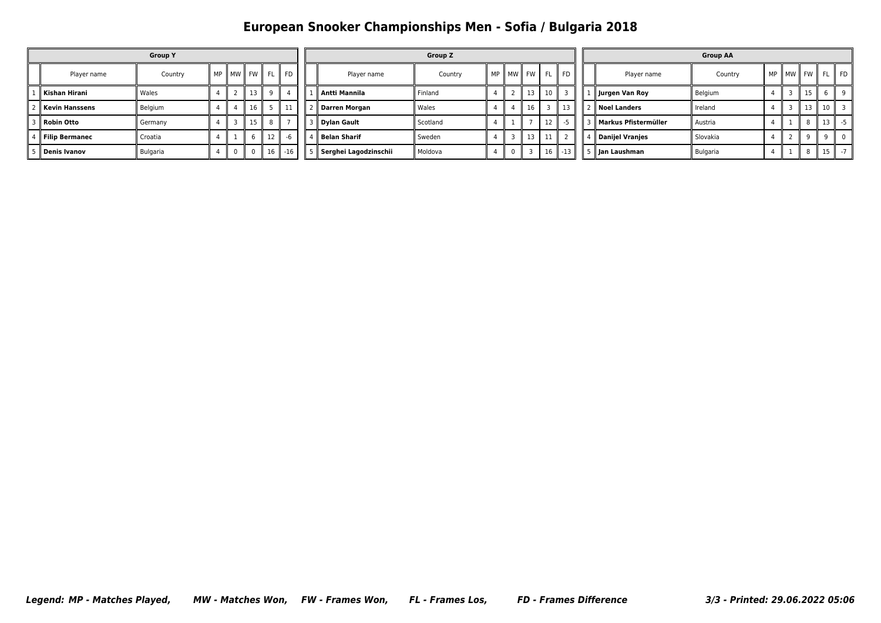# European Snooker Championships Men - Sofia / Bulgaria 2018

## Group Y

| | Player name | Country | MP | MW | FW | FL | FD |
|---|---|---|---|---|---|---|---|
| 1 | **Kishan Hirani** | Wales | 4 | 2 | 13 | 9 | 4 |
| 2 | **Kevin Hanssens** | Belgium | 4 | 4 | 16 | 5 | 11 |
| 3 | **Robin Otto** | Germany | 4 | 3 | 15 | 8 | 7 |
| 4 | **Filip Bermanec** | Croatia | 4 | 1 | 6 | 12 | -6 |
| 5 | **Denis Ivanov** | Bulgaria | 4 | 0 | 0 | 16 | -16 |

## Group Z

| | Player name | Country | MP | MW | FW | FL | FD |
|---|---|---|---|---|---|---|---|
| 1 | **Antti Mannila** | Finland | 4 | 2 | 13 | 10 | 3 |
| 2 | **Darren Morgan** | Wales | 4 | 4 | 16 | 3 | 13 |
| 3 | **Dylan Gault** | Scotland | 4 | 1 | 7 | 12 | -5 |
| 4 | **Belan Sharif** | Sweden | 4 | 3 | 13 | 11 | 2 |
| 5 | **Serghei Lagodzinschii** | Moldova | 4 | 0 | 3 | 16 | -13 |

## Group AA

| | Player name | Country | MP | MW | FW | FL | FD |
|---|---|---|---|---|---|---|---|
| 1 | **Jurgen Van Roy** | Belgium | 4 | 3 | 15 | 6 | 9 |
| 2 | **Noel Landers** | Ireland | 4 | 3 | 13 | 10 | 3 |
| 3 | **Markus Pfistermüller** | Austria | 4 | 1 | 8 | 13 | -5 |
| 4 | **Danijel Vranjes** | Slovakia | 4 | 2 | 9 | 9 | 0 |
| 5 | **Jan Laushman** | Bulgaria | 4 | 1 | 8 | 15 | -7 |

***Legend: MP - Matches Played, MW - Matches Won, FW - Frames Won, FL - Frames Los, FD - Frames Difference***

***Printed: 29.06.2022 05:06***